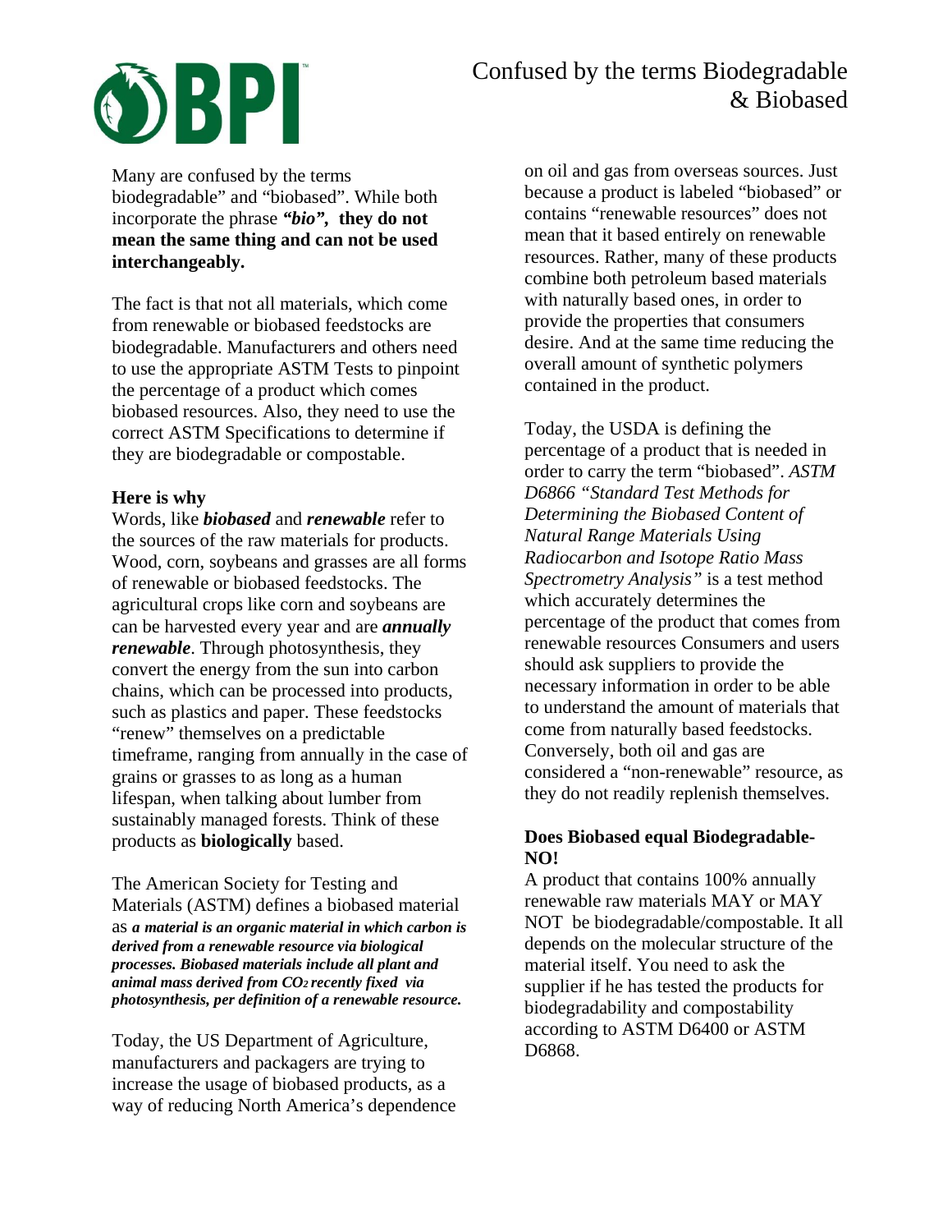# Confused by the terms Biodegradable & Biobased

Many are confused by the terms biodegradable" and "biobased". While both incorporate the phrase ***"bio",* they do not mean the same thing and can not be used interchangeably.**

The fact is that not all materials, which come from renewable or biobased feedstocks are biodegradable. Manufacturers and others need to use the appropriate ASTM Tests to pinpoint the percentage of a product which comes biobased resources. Also, they need to use the correct ASTM Specifications to determine if they are biodegradable or compostable.

**Here is why**

Words, like ***biobased*** and ***renewable*** refer to the sources of the raw materials for products. Wood, corn, soybeans and grasses are all forms of renewable or biobased feedstocks. The agricultural crops like corn and soybeans are can be harvested every year and are ***annually renewable***. Through photosynthesis, they convert the energy from the sun into carbon chains, which can be processed into products, such as plastics and paper. These feedstocks "renew" themselves on a predictable timeframe, ranging from annually in the case of grains or grasses to as long as a human lifespan, when talking about lumber from sustainably managed forests. Think of these products as **biologically** based.

The American Society for Testing and Materials (ASTM) defines a biobased material as ***a material is an organic material in which carbon is derived from a renewable resource via biological processes. Biobased materials include all plant and animal mass derived from $CO_2$ recently fixed via photosynthesis, per definition of a renewable resource.***

Today, the US Department of Agriculture, manufacturers and packagers are trying to increase the usage of biobased products, as a way of reducing North America's dependence on oil and gas from overseas sources. Just because a product is labeled "biobased" or contains "renewable resources" does not mean that it based entirely on renewable resources. Rather, many of these products combine both petroleum based materials with naturally based ones, in order to provide the properties that consumers desire. And at the same time reducing the overall amount of synthetic polymers contained in the product.

Today, the USDA is defining the percentage of a product that is needed in order to carry the term "biobased". *ASTM D6866 "Standard Test Methods for Determining the Biobased Content of Natural Range Materials Using Radiocarbon and Isotope Ratio Mass Spectrometry Analysis"* is a test method which accurately determines the percentage of the product that comes from renewable resources Consumers and users should ask suppliers to provide the necessary information in order to be able to understand the amount of materials that come from naturally based feedstocks. Conversely, both oil and gas are considered a "non-renewable" resource, as they do not readily replenish themselves.

**Does Biobased equal Biodegradable- NO!**

A product that contains 100% annually renewable raw materials MAY or MAY NOT be biodegradable/compostable. It all depends on the molecular structure of the material itself. You need to ask the supplier if he has tested the products for biodegradability and compostability according to ASTM D6400 or ASTM D6868.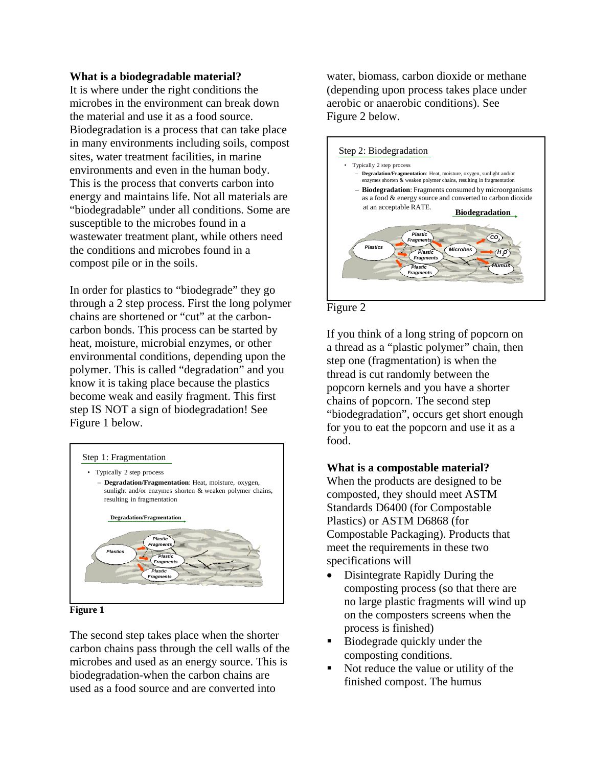**What is a biodegradable material?**

It is where under the right conditions the microbes in the environment can break down the material and use it as a food source. Biodegradation is a process that can take place in many environments including soils, compost sites, water treatment facilities, in marine environments and even in the human body. This is the process that converts carbon into energy and maintains life. Not all materials are "biodegradable" under all conditions. Some are susceptible to the microbes found in a wastewater treatment plant, while others need the conditions and microbes found in a compost pile or in the soils.

In order for plastics to "biodegrade" they go through a 2 step process. First the long polymer chains are shortened or "cut" at the carbon-carbon bonds. This process can be started by heat, moisture, microbial enzymes, or other environmental conditions, depending upon the polymer. This is called "degradation" and you know it is taking place because the plastics become weak and easily fragment. This first step IS NOT a sign of biodegradation! See Figure 1 below.

Step 1: Fragmentation

- Typically 2 step process
  - **Degradation/Fragmentation**: Heat, moisture, oxygen, sunlight and/or enzymes shorten & weaken polymer chains, resulting in fragmentation

**Degradation/Fragmentation**

Plastics → Plastic Fragments, Plastic Fragments, Plastic Fragments

**Figure 1**

The second step takes place when the shorter carbon chains pass through the cell walls of the microbes and used as an energy source. This is biodegradation-when the carbon chains are used as a food source and are converted into water, biomass, carbon dioxide or methane (depending upon process takes place under aerobic or anaerobic conditions). See Figure 2 below.

Step 2: Biodegradation

- Typically 2 step process
  - **Degradation/Fragmentation**: Heat, moisture, oxygen, sunlight and/or enzymes shorten & weaken polymer chains, resulting in fragmentation
  - **Biodegradation**: Fragments consumed by microorganisms as a food & energy source and converted to carbon dioxide at an acceptable RATE.

**Biodegradation**

Plastics → Plastic Fragments, Plastic Fragments, Plastic Fragments → Microbes → $CO_2$, $H_2O$, Humus

Figure 2

If you think of a long string of popcorn on a thread as a "plastic polymer" chain, then step one (fragmentation) is when the thread is cut randomly between the popcorn kernels and you have a shorter chains of popcorn. The second step "biodegradation", occurs get short enough for you to eat the popcorn and use it as a food.

**What is a compostable material?**

When the products are designed to be composted, they should meet ASTM Standards D6400 (for Compostable Plastics) or ASTM D6868 (for Compostable Packaging). Products that meet the requirements in these two specifications will

- Disintegrate Rapidly During the composting process (so that there are no large plastic fragments will wind up on the composters screens when the process is finished)
- Biodegrade quickly under the composting conditions.
- Not reduce the value or utility of the finished compost. The humus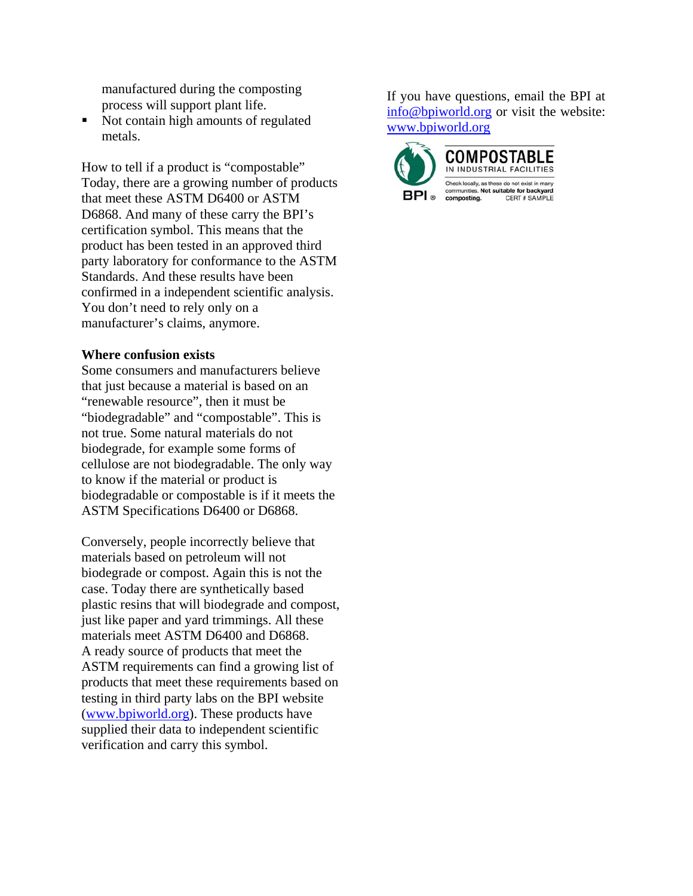manufactured during the composting process will support plant life.

- Not contain high amounts of regulated metals.

How to tell if a product is "compostable"
Today, there are a growing number of products that meet these ASTM D6400 or ASTM D6868. And many of these carry the BPI's certification symbol. This means that the product has been tested in an approved third party laboratory for conformance to the ASTM Standards. And these results have been confirmed in a independent scientific analysis. You don't need to rely only on a manufacturer's claims, anymore.

**Where confusion exists**

Some consumers and manufacturers believe that just because a material is based on an "renewable resource", then it must be "biodegradable" and "compostable". This is not true. Some natural materials do not biodegrade, for example some forms of cellulose are not biodegradable. The only way to know if the material or product is biodegradable or compostable is if it meets the ASTM Specifications D6400 or D6868.

Conversely, people incorrectly believe that materials based on petroleum will not biodegrade or compost. Again this is not the case. Today there are synthetically based plastic resins that will biodegrade and compost, just like paper and yard trimmings. All these materials meet ASTM D6400 and D6868.
A ready source of products that meet the ASTM requirements can find a growing list of products that meet these requirements based on testing in third party labs on the BPI website (www.bpiworld.org). These products have supplied their data to independent scientific verification and carry this symbol.

If you have questions, email the BPI at info@bpiworld.org or visit the website: www.bpiworld.org

BPI®
COMPOSTABLE
IN INDUSTRIAL FACILITIES
Check locally, as these do not exist in many communities. **Not suitable for backyard composting.** CERT # SAMPLE